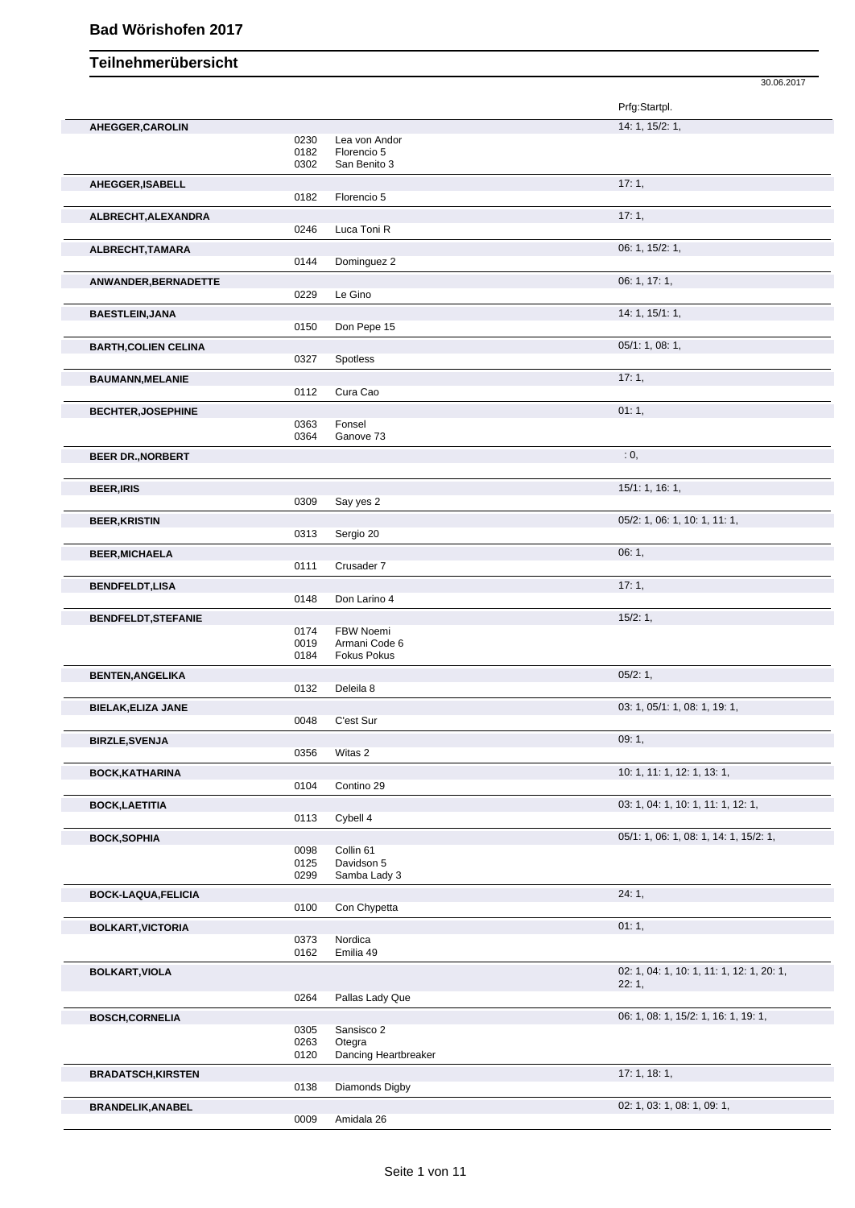# Bad Wörishofen 2017

## Teilnehmerübersicht

30.06.2017

| | | | Prfg:Startpl. |
|---|---|---|---|
| **AHEGGER,CAROLIN** | | | 14: 1, 15/2: 1, |
| | 0230 | Lea von Andor | |
| | 0182 | Florencio 5 | |
| | 0302 | San Benito 3 | |
| **AHEGGER,ISABELL** | | | 17: 1, |
| | 0182 | Florencio 5 | |
| **ALBRECHT,ALEXANDRA** | | | 17: 1, |
| | 0246 | Luca Toni R | |
| **ALBRECHT,TAMARA** | | | 06: 1, 15/2: 1, |
| | 0144 | Dominguez 2 | |
| **ANWANDER,BERNADETTE** | | | 06: 1, 17: 1, |
| | 0229 | Le Gino | |
| **BAESTLEIN,JANA** | | | 14: 1, 15/1: 1, |
| | 0150 | Don Pepe 15 | |
| **BARTH,COLIEN CELINA** | | | 05/1: 1, 08: 1, |
| | 0327 | Spotless | |
| **BAUMANN,MELANIE** | | | 17: 1, |
| | 0112 | Cura Cao | |
| **BECHTER,JOSEPHINE** | | | 01: 1, |
| | 0363 | Fonsel | |
| | 0364 | Ganove 73 | |
| **BEER DR.,NORBERT** | | | : 0, |
| **BEER,IRIS** | | | 15/1: 1, 16: 1, |
| | 0309 | Say yes 2 | |
| **BEER,KRISTIN** | | | 05/2: 1, 06: 1, 10: 1, 11: 1, |
| | 0313 | Sergio 20 | |
| **BEER,MICHAELA** | | | 06: 1, |
| | 0111 | Crusader 7 | |
| **BENDFELDT,LISA** | | | 17: 1, |
| | 0148 | Don Larino 4 | |
| **BENDFELDT,STEFANIE** | | | 15/2: 1, |
| | 0174 | FBW Noemi | |
| | 0019 | Armani Code 6 | |
| | 0184 | Fokus Pokus | |
| **BENTEN,ANGELIKA** | | | 05/2: 1, |
| | 0132 | Deleila 8 | |
| **BIELAK,ELIZA JANE** | | | 03: 1, 05/1: 1, 08: 1, 19: 1, |
| | 0048 | C'est Sur | |
| **BIRZLE,SVENJA** | | | 09: 1, |
| | 0356 | Witas 2 | |
| **BOCK,KATHARINA** | | | 10: 1, 11: 1, 12: 1, 13: 1, |
| | 0104 | Contino 29 | |
| **BOCK,LAETITIA** | | | 03: 1, 04: 1, 10: 1, 11: 1, 12: 1, |
| | 0113 | Cybell 4 | |
| **BOCK,SOPHIA** | | | 05/1: 1, 06: 1, 08: 1, 14: 1, 15/2: 1, |
| | 0098 | Collin 61 | |
| | 0125 | Davidson 5 | |
| | 0299 | Samba Lady 3 | |
| **BOCK-LAQUA,FELICIA** | | | 24: 1, |
| | 0100 | Con Chypetta | |
| **BOLKART,VICTORIA** | | | 01: 1, |
| | 0373 | Nordica | |
| | 0162 | Emilia 49 | |
| **BOLKART,VIOLA** | | | 02: 1, 04: 1, 10: 1, 11: 1, 12: 1, 20: 1, 22: 1, |
| | 0264 | Pallas Lady Que | |
| **BOSCH,CORNELIA** | | | 06: 1, 08: 1, 15/2: 1, 16: 1, 19: 1, |
| | 0305 | Sansisco 2 | |
| | 0263 | Otegra | |
| | 0120 | Dancing Heartbreaker | |
| **BRADATSCH,KIRSTEN** | | | 17: 1, 18: 1, |
| | 0138 | Diamonds Digby | |
| **BRANDELIK,ANABEL** | | | 02: 1, 03: 1, 08: 1, 09: 1, |
| | 0009 | Amidala 26 | |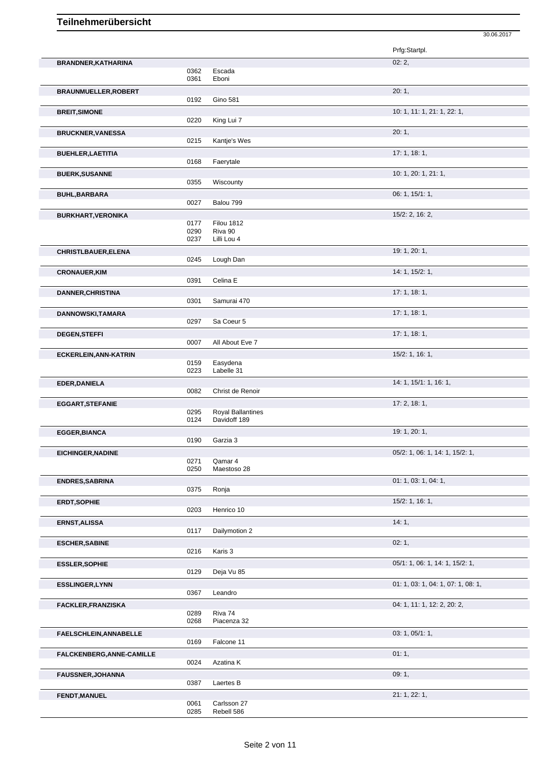# Teilnehmerübersicht

30.06.2017

| | | | Prfg:Startpl. |
|---|---|---|---|
| **BRANDNER,KATHARINA** | | | 02: 2, |
| | 0362 | Escada | |
| | 0361 | Eboni | |
| **BRAUNMUELLER,ROBERT** | | | 20: 1, |
| | 0192 | Gino 581 | |
| **BREIT,SIMONE** | | | 10: 1, 11: 1, 21: 1, 22: 1, |
| | 0220 | King Lui 7 | |
| **BRUCKNER,VANESSA** | | | 20: 1, |
| | 0215 | Kantje's Wes | |
| **BUEHLER,LAETITIA** | | | 17: 1, 18: 1, |
| | 0168 | Faerytale | |
| **BUERK,SUSANNE** | | | 10: 1, 20: 1, 21: 1, |
| | 0355 | Wiscounty | |
| **BUHL,BARBARA** | | | 06: 1, 15/1: 1, |
| | 0027 | Balou 799 | |
| **BURKHART,VERONIKA** | | | 15/2: 2, 16: 2, |
| | 0177 | Filou 1812 | |
| | 0290 | Riva 90 | |
| | 0237 | Lilli Lou 4 | |
| **CHRISTLBAUER,ELENA** | | | 19: 1, 20: 1, |
| | 0245 | Lough Dan | |
| **CRONAUER,KIM** | | | 14: 1, 15/2: 1, |
| | 0391 | Celina E | |
| **DANNER,CHRISTINA** | | | 17: 1, 18: 1, |
| | 0301 | Samurai 470 | |
| **DANNOWSKI,TAMARA** | | | 17: 1, 18: 1, |
| | 0297 | Sa Coeur 5 | |
| **DEGEN,STEFFI** | | | 17: 1, 18: 1, |
| | 0007 | All About Eve 7 | |
| **ECKERLEIN,ANN-KATRIN** | | | 15/2: 1, 16: 1, |
| | 0159 | Easydena | |
| | 0223 | Labelle 31 | |
| **EDER,DANIELA** | | | 14: 1, 15/1: 1, 16: 1, |
| | 0082 | Christ de Renoir | |
| **EGGART,STEFANIE** | | | 17: 2, 18: 1, |
| | 0295 | Royal Ballantines | |
| | 0124 | Davidoff 189 | |
| **EGGER,BIANCA** | | | 19: 1, 20: 1, |
| | 0190 | Garzia 3 | |
| **EICHINGER,NADINE** | | | 05/2: 1, 06: 1, 14: 1, 15/2: 1, |
| | 0271 | Qamar 4 | |
| | 0250 | Maestoso 28 | |
| **ENDRES,SABRINA** | | | 01: 1, 03: 1, 04: 1, |
| | 0375 | Ronja | |
| **ERDT,SOPHIE** | | | 15/2: 1, 16: 1, |
| | 0203 | Henrico 10 | |
| **ERNST,ALISSA** | | | 14: 1, |
| | 0117 | Dailymotion 2 | |
| **ESCHER,SABINE** | | | 02: 1, |
| | 0216 | Karis 3 | |
| **ESSLER,SOPHIE** | | | 05/1: 1, 06: 1, 14: 1, 15/2: 1, |
| | 0129 | Deja Vu 85 | |
| **ESSLINGER,LYNN** | | | 01: 1, 03: 1, 04: 1, 07: 1, 08: 1, |
| | 0367 | Leandro | |
| **FACKLER,FRANZISKA** | | | 04: 1, 11: 1, 12: 2, 20: 2, |
| | 0289 | Riva 74 | |
| | 0268 | Piacenza 32 | |
| **FAELSCHLEIN,ANNABELLE** | | | 03: 1, 05/1: 1, |
| | 0169 | Falcone 11 | |
| **FALCKENBERG,ANNE-CAMILLE** | | | 01: 1, |
| | 0024 | Azatina K | |
| **FAUSSNER,JOHANNA** | | | 09: 1, |
| | 0387 | Laertes B | |
| **FENDT,MANUEL** | | | 21: 1, 22: 1, |
| | 0061 | Carlsson 27 | |
| | 0285 | Rebell 586 | |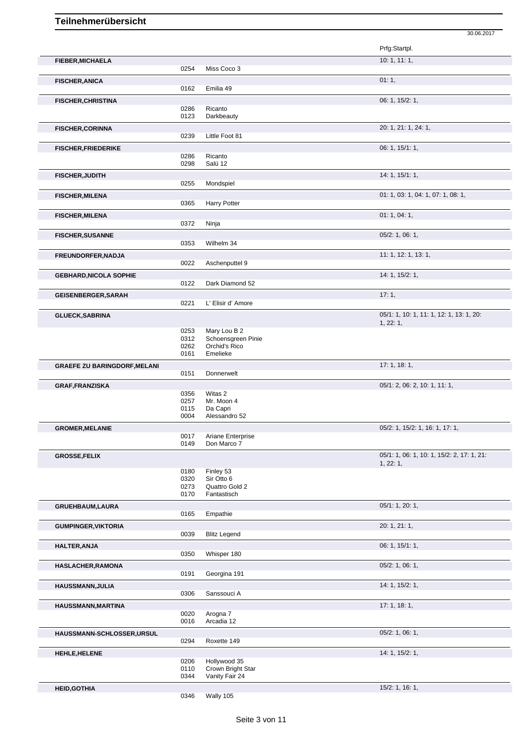# Teilnehmerübersicht

30.06.2017

| | | | Prfg:Startpl. |
|---|---|---|---|
| **FIEBER,MICHAELA** | | | 10: 1, 11: 1, |
| | 0254 | Miss Coco 3 | |
| **FISCHER,ANICA** | | | 01: 1, |
| | 0162 | Emilia 49 | |
| **FISCHER,CHRISTINA** | | | 06: 1, 15/2: 1, |
| | 0286 | Ricanto | |
| | 0123 | Darkbeauty | |
| **FISCHER,CORINNA** | | | 20: 1, 21: 1, 24: 1, |
| | 0239 | Little Foot 81 | |
| **FISCHER,FRIEDERIKE** | | | 06: 1, 15/1: 1, |
| | 0286 | Ricanto | |
| | 0298 | Salü 12 | |
| **FISCHER,JUDITH** | | | 14: 1, 15/1: 1, |
| | 0255 | Mondspiel | |
| **FISCHER,MILENA** | | | 01: 1, 03: 1, 04: 1, 07: 1, 08: 1, |
| | 0365 | Harry Potter | |
| **FISCHER,MILENA** | | | 01: 1, 04: 1, |
| | 0372 | Ninja | |
| **FISCHER,SUSANNE** | | | 05/2: 1, 06: 1, |
| | 0353 | Wilhelm 34 | |
| **FREUNDORFER,NADJA** | | | 11: 1, 12: 1, 13: 1, |
| | 0022 | Aschenputtel 9 | |
| **GEBHARD,NICOLA SOPHIE** | | | 14: 1, 15/2: 1, |
| | 0122 | Dark Diamond 52 | |
| **GEISENBERGER,SARAH** | | | 17: 1, |
| | 0221 | L' Elisir d' Amore | |
| **GLUECK,SABRINA** | | | 05/1: 1, 10: 1, 11: 1, 12: 1, 13: 1, 20: 1, 22: 1, |
| | 0253 | Mary Lou B 2 | |
| | 0312 | Schoensgreen Pinie | |
| | 0262 | Orchid's Rico | |
| | 0161 | Emelieke | |
| **GRAEFE ZU BARINGDORF,MELANI** | | | 17: 1, 18: 1, |
| | 0151 | Donnerwelt | |
| **GRAF,FRANZISKA** | | | 05/1: 2, 06: 2, 10: 1, 11: 1, |
| | 0356 | Witas 2 | |
| | 0257 | Mr. Moon 4 | |
| | 0115 | Da Capri | |
| | 0004 | Alessandro 52 | |
| **GROMER,MELANIE** | | | 05/2: 1, 15/2: 1, 16: 1, 17: 1, |
| | 0017 | Ariane Enterprise | |
| | 0149 | Don Marco 7 | |
| **GROSSE,FELIX** | | | 05/1: 1, 06: 1, 10: 1, 15/2: 2, 17: 1, 21: 1, 22: 1, |
| | 0180 | Finley 53 | |
| | 0320 | Sir Otto 6 | |
| | 0273 | Quattro Gold 2 | |
| | 0170 | Fantastisch | |
| **GRUEHBAUM,LAURA** | | | 05/1: 1, 20: 1, |
| | 0165 | Empathie | |
| **GUMPINGER,VIKTORIA** | | | 20: 1, 21: 1, |
| | 0039 | Blitz Legend | |
| **HALTER,ANJA** | | | 06: 1, 15/1: 1, |
| | 0350 | Whisper 180 | |
| **HASLACHER,RAMONA** | | | 05/2: 1, 06: 1, |
| | 0191 | Georgina 191 | |
| **HAUSSMANN,JULIA** | | | 14: 1, 15/2: 1, |
| | 0306 | Sanssouci A | |
| **HAUSSMANN,MARTINA** | | | 17: 1, 18: 1, |
| | 0020 | Arogna 7 | |
| | 0016 | Arcadia 12 | |
| **HAUSSMANN-SCHLOSSER,URSUL** | | | 05/2: 1, 06: 1, |
| | 0294 | Roxette 149 | |
| **HEHLE,HELENE** | | | 14: 1, 15/2: 1, |
| | 0206 | Hollywood 35 | |
| | 0110 | Crown Bright Star | |
| | 0344 | Vanity Fair 24 | |
| **HEID,GOTHIA** | | | 15/2: 1, 16: 1, |
| | 0346 | Wally 105 | |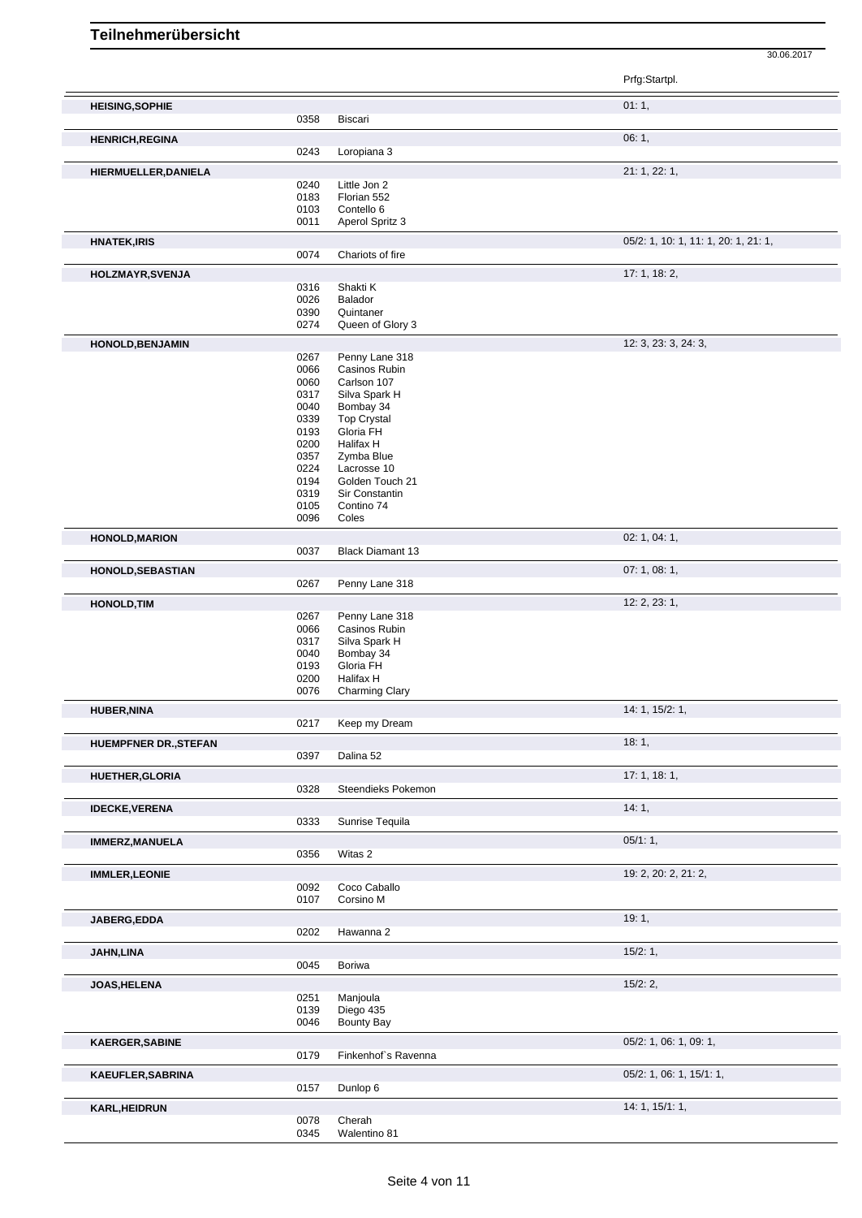# Teilnehmerübersicht

30.06.2017

| | | | Prfg:Startpl. |
|---|---|---|---|
| **HEISING,SOPHIE** | | | 01: 1, |
| | 0358 | Biscari | |
| **HENRICH,REGINA** | | | 06: 1, |
| | 0243 | Loropiana 3 | |
| **HIERMUELLER,DANIELA** | | | 21: 1, 22: 1, |
| | 0240 | Little Jon 2 | |
| | 0183 | Florian 552 | |
| | 0103 | Contello 6 | |
| | 0011 | Aperol Spritz 3 | |
| **HNATEK,IRIS** | | | 05/2: 1, 10: 1, 11: 1, 20: 1, 21: 1, |
| | 0074 | Chariots of fire | |
| **HOLZMAYR,SVENJA** | | | 17: 1, 18: 2, |
| | 0316 | Shakti K | |
| | 0026 | Balador | |
| | 0390 | Quintaner | |
| | 0274 | Queen of Glory 3 | |
| **HONOLD,BENJAMIN** | | | 12: 3, 23: 3, 24: 3, |
| | 0267 | Penny Lane 318 | |
| | 0066 | Casinos Rubin | |
| | 0060 | Carlson 107 | |
| | 0317 | Silva Spark H | |
| | 0040 | Bombay 34 | |
| | 0339 | Top Crystal | |
| | 0193 | Gloria FH | |
| | 0200 | Halifax H | |
| | 0357 | Zymba Blue | |
| | 0224 | Lacrosse 10 | |
| | 0194 | Golden Touch 21 | |
| | 0319 | Sir Constantin | |
| | 0105 | Contino 74 | |
| | 0096 | Coles | |
| **HONOLD,MARION** | | | 02: 1, 04: 1, |
| | 0037 | Black Diamant 13 | |
| **HONOLD,SEBASTIAN** | | | 07: 1, 08: 1, |
| | 0267 | Penny Lane 318 | |
| **HONOLD,TIM** | | | 12: 2, 23: 1, |
| | 0267 | Penny Lane 318 | |
| | 0066 | Casinos Rubin | |
| | 0317 | Silva Spark H | |
| | 0040 | Bombay 34 | |
| | 0193 | Gloria FH | |
| | 0200 | Halifax H | |
| | 0076 | Charming Clary | |
| **HUBER,NINA** | | | 14: 1, 15/2: 1, |
| | 0217 | Keep my Dream | |
| **HUEMPFNER DR.,STEFAN** | | | 18: 1, |
| | 0397 | Dalina 52 | |
| **HUETHER,GLORIA** | | | 17: 1, 18: 1, |
| | 0328 | Steendieks Pokemon | |
| **IDECKE,VERENA** | | | 14: 1, |
| | 0333 | Sunrise Tequila | |
| **IMMERZ,MANUELA** | | | 05/1: 1, |
| | 0356 | Witas 2 | |
| **IMMLER,LEONIE** | | | 19: 2, 20: 2, 21: 2, |
| | 0092 | Coco Caballo | |
| | 0107 | Corsino M | |
| **JABERG,EDDA** | | | 19: 1, |
| | 0202 | Hawanna 2 | |
| **JAHN,LINA** | | | 15/2: 1, |
| | 0045 | Boriwa | |
| **JOAS,HELENA** | | | 15/2: 2, |
| | 0251 | Manjoula | |
| | 0139 | Diego 435 | |
| | 0046 | Bounty Bay | |
| **KAERGER,SABINE** | | | 05/2: 1, 06: 1, 09: 1, |
| | 0179 | Finkenhof`s Ravenna | |
| **KAEUFLER,SABRINA** | | | 05/2: 1, 06: 1, 15/1: 1, |
| | 0157 | Dunlop 6 | |
| **KARL,HEIDRUN** | | | 14: 1, 15/1: 1, |
| | 0078 | Cherah | |
| | 0345 | Walentino 81 | |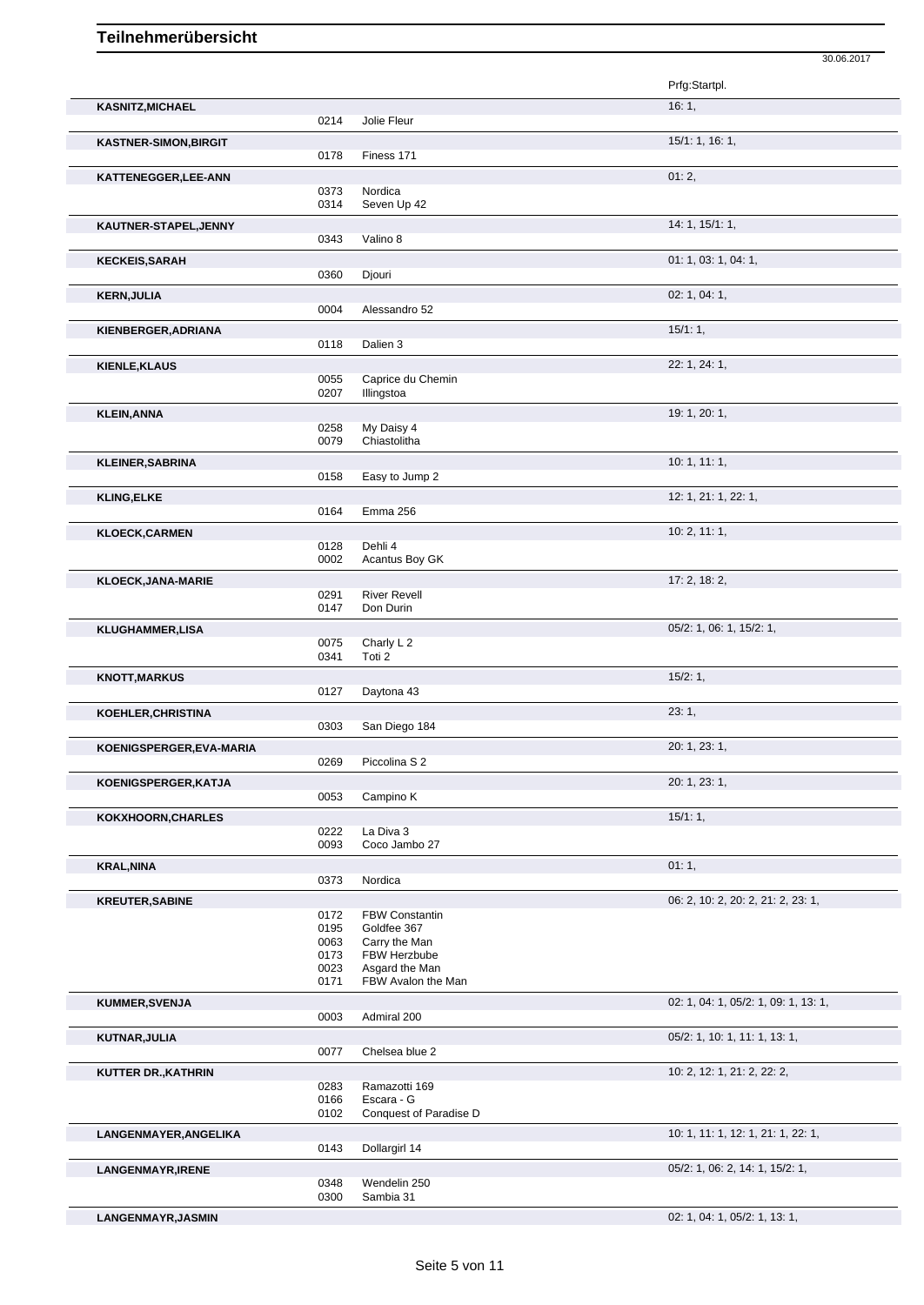# Teilnehmerübersicht

30.06.2017

| | | | Prfg:Startpl. |
|---|---|---|---|
| **KASNITZ,MICHAEL** | | | 16: 1, |
| | 0214 | Jolie Fleur | |
| **KASTNER-SIMON,BIRGIT** | | | 15/1: 1, 16: 1, |
| | 0178 | Finess 171 | |
| **KATTENEGGER,LEE-ANN** | | | 01: 2, |
| | 0373 | Nordica | |
| | 0314 | Seven Up 42 | |
| **KAUTNER-STAPEL,JENNY** | | | 14: 1, 15/1: 1, |
| | 0343 | Valino 8 | |
| **KECKEIS,SARAH** | | | 01: 1, 03: 1, 04: 1, |
| | 0360 | Djouri | |
| **KERN,JULIA** | | | 02: 1, 04: 1, |
| | 0004 | Alessandro 52 | |
| **KIENBERGER,ADRIANA** | | | 15/1: 1, |
| | 0118 | Dalien 3 | |
| **KIENLE,KLAUS** | | | 22: 1, 24: 1, |
| | 0055 | Caprice du Chemin | |
| | 0207 | Illingstoa | |
| **KLEIN,ANNA** | | | 19: 1, 20: 1, |
| | 0258 | My Daisy 4 | |
| | 0079 | Chiastolitha | |
| **KLEINER,SABRINA** | | | 10: 1, 11: 1, |
| | 0158 | Easy to Jump 2 | |
| **KLING,ELKE** | | | 12: 1, 21: 1, 22: 1, |
| | 0164 | Emma 256 | |
| **KLOECK,CARMEN** | | | 10: 2, 11: 1, |
| | 0128 | Dehli 4 | |
| | 0002 | Acantus Boy GK | |
| **KLOECK,JANA-MARIE** | | | 17: 2, 18: 2, |
| | 0291 | River Revell | |
| | 0147 | Don Durin | |
| **KLUGHAMMER,LISA** | | | 05/2: 1, 06: 1, 15/2: 1, |
| | 0075 | Charly L 2 | |
| | 0341 | Toti 2 | |
| **KNOTT,MARKUS** | | | 15/2: 1, |
| | 0127 | Daytona 43 | |
| **KOEHLER,CHRISTINA** | | | 23: 1, |
| | 0303 | San Diego 184 | |
| **KOENIGSPERGER,EVA-MARIA** | | | 20: 1, 23: 1, |
| | 0269 | Piccolina S 2 | |
| **KOENIGSPERGER,KATJA** | | | 20: 1, 23: 1, |
| | 0053 | Campino K | |
| **KOKXHOORN,CHARLES** | | | 15/1: 1, |
| | 0222 | La Diva 3 | |
| | 0093 | Coco Jambo 27 | |
| **KRAL,NINA** | | | 01: 1, |
| | 0373 | Nordica | |
| **KREUTER,SABINE** | | | 06: 2, 10: 2, 20: 2, 21: 2, 23: 1, |
| | 0172 | FBW Constantin | |
| | 0195 | Goldfee 367 | |
| | 0063 | Carry the Man | |
| | 0173 | FBW Herzbube | |
| | 0023 | Asgard the Man | |
| | 0171 | FBW Avalon the Man | |
| **KUMMER,SVENJA** | | | 02: 1, 04: 1, 05/2: 1, 09: 1, 13: 1, |
| | 0003 | Admiral 200 | |
| **KUTNAR,JULIA** | | | 05/2: 1, 10: 1, 11: 1, 13: 1, |
| | 0077 | Chelsea blue 2 | |
| **KUTTER DR.,KATHRIN** | | | 10: 2, 12: 1, 21: 2, 22: 2, |
| | 0283 | Ramazotti 169 | |
| | 0166 | Escara - G | |
| | 0102 | Conquest of Paradise D | |
| **LANGENMAYER,ANGELIKA** | | | 10: 1, 11: 1, 12: 1, 21: 1, 22: 1, |
| | 0143 | Dollargirl 14 | |
| **LANGENMAYR,IRENE** | | | 05/2: 1, 06: 2, 14: 1, 15/2: 1, |
| | 0348 | Wendelin 250 | |
| | 0300 | Sambia 31 | |
| **LANGENMAYR,JASMIN** | | | 02: 1, 04: 1, 05/2: 1, 13: 1, |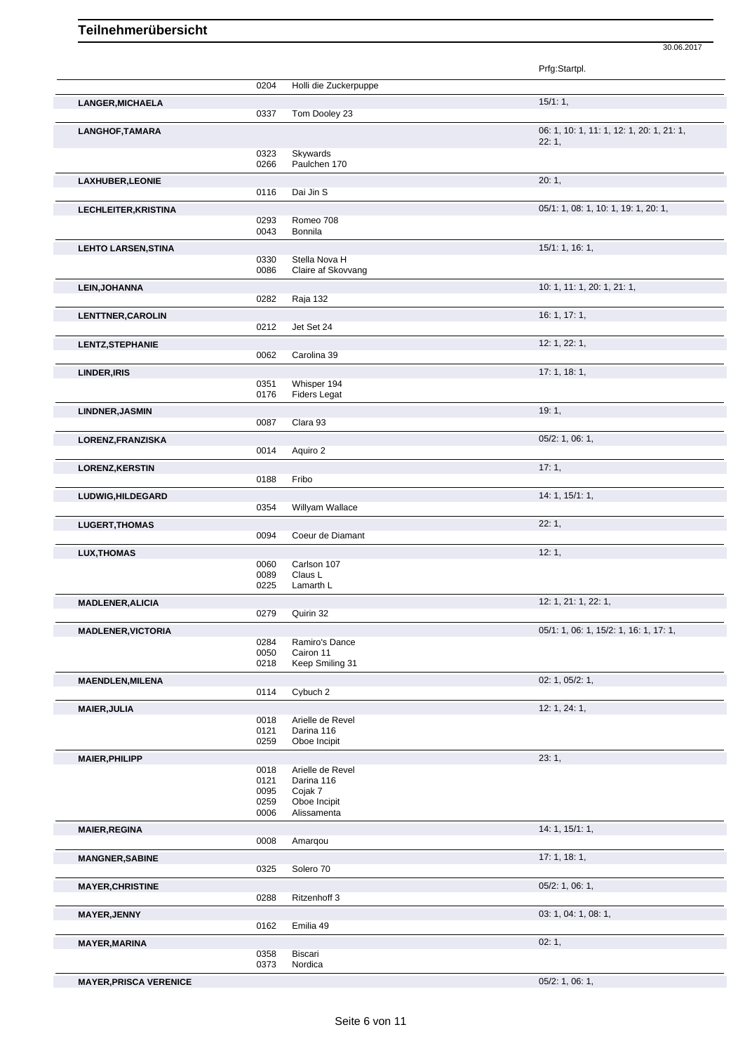# Teilnehmerübersicht

30.06.2017

| Name | Nr. | Pferd | Prfg:Startpl. |
|---|---|---|---|
| | 0204 | Holli die Zuckerpuppe | |
| **LANGER,MICHAELA** | | | 15/1: 1, |
| | 0337 | Tom Dooley 23 | |
| **LANGHOF,TAMARA** | | | 06: 1, 10: 1, 11: 1, 12: 1, 20: 1, 21: 1, 22: 1, |
| | 0323 | Skywards | |
| | 0266 | Paulchen 170 | |
| **LAXHUBER,LEONIE** | | | 20: 1, |
| | 0116 | Dai Jin S | |
| **LECHLEITER,KRISTINA** | | | 05/1: 1, 08: 1, 10: 1, 19: 1, 20: 1, |
| | 0293 | Romeo 708 | |
| | 0043 | Bonnila | |
| **LEHTO LARSEN,STINA** | | | 15/1: 1, 16: 1, |
| | 0330 | Stella Nova H | |
| | 0086 | Claire af Skovvang | |
| **LEIN,JOHANNA** | | | 10: 1, 11: 1, 20: 1, 21: 1, |
| | 0282 | Raja 132 | |
| **LENTTNER,CAROLIN** | | | 16: 1, 17: 1, |
| | 0212 | Jet Set 24 | |
| **LENTZ,STEPHANIE** | | | 12: 1, 22: 1, |
| | 0062 | Carolina 39 | |
| **LINDER,IRIS** | | | 17: 1, 18: 1, |
| | 0351 | Whisper 194 | |
| | 0176 | Fiders Legat | |
| **LINDNER,JASMIN** | | | 19: 1, |
| | 0087 | Clara 93 | |
| **LORENZ,FRANZISKA** | | | 05/2: 1, 06: 1, |
| | 0014 | Aquiro 2 | |
| **LORENZ,KERSTIN** | | | 17: 1, |
| | 0188 | Fribo | |
| **LUDWIG,HILDEGARD** | | | 14: 1, 15/1: 1, |
| | 0354 | Willyam Wallace | |
| **LUGERT,THOMAS** | | | 22: 1, |
| | 0094 | Coeur de Diamant | |
| **LUX,THOMAS** | | | 12: 1, |
| | 0060 | Carlson 107 | |
| | 0089 | Claus L | |
| | 0225 | Lamarth L | |
| **MADLENER,ALICIA** | | | 12: 1, 21: 1, 22: 1, |
| | 0279 | Quirin 32 | |
| **MADLENER,VICTORIA** | | | 05/1: 1, 06: 1, 15/2: 1, 16: 1, 17: 1, |
| | 0284 | Ramiro's Dance | |
| | 0050 | Cairon 11 | |
| | 0218 | Keep Smiling 31 | |
| **MAENDLEN,MILENA** | | | 02: 1, 05/2: 1, |
| | 0114 | Cybuch 2 | |
| **MAIER,JULIA** | | | 12: 1, 24: 1, |
| | 0018 | Arielle de Revel | |
| | 0121 | Darina 116 | |
| | 0259 | Oboe Incipit | |
| **MAIER,PHILIPP** | | | 23: 1, |
| | 0018 | Arielle de Revel | |
| | 0121 | Darina 116 | |
| | 0095 | Cojak 7 | |
| | 0259 | Oboe Incipit | |
| | 0006 | Alissamenta | |
| **MAIER,REGINA** | | | 14: 1, 15/1: 1, |
| | 0008 | Amarqou | |
| **MANGNER,SABINE** | | | 17: 1, 18: 1, |
| | 0325 | Solero 70 | |
| **MAYER,CHRISTINE** | | | 05/2: 1, 06: 1, |
| | 0288 | Ritzenhoff 3 | |
| **MAYER,JENNY** | | | 03: 1, 04: 1, 08: 1, |
| | 0162 | Emilia 49 | |
| **MAYER,MARINA** | | | 02: 1, |
| | 0358 | Biscari | |
| | 0373 | Nordica | |
| **MAYER,PRISCA VERENICE** | | | 05/2: 1, 06: 1, |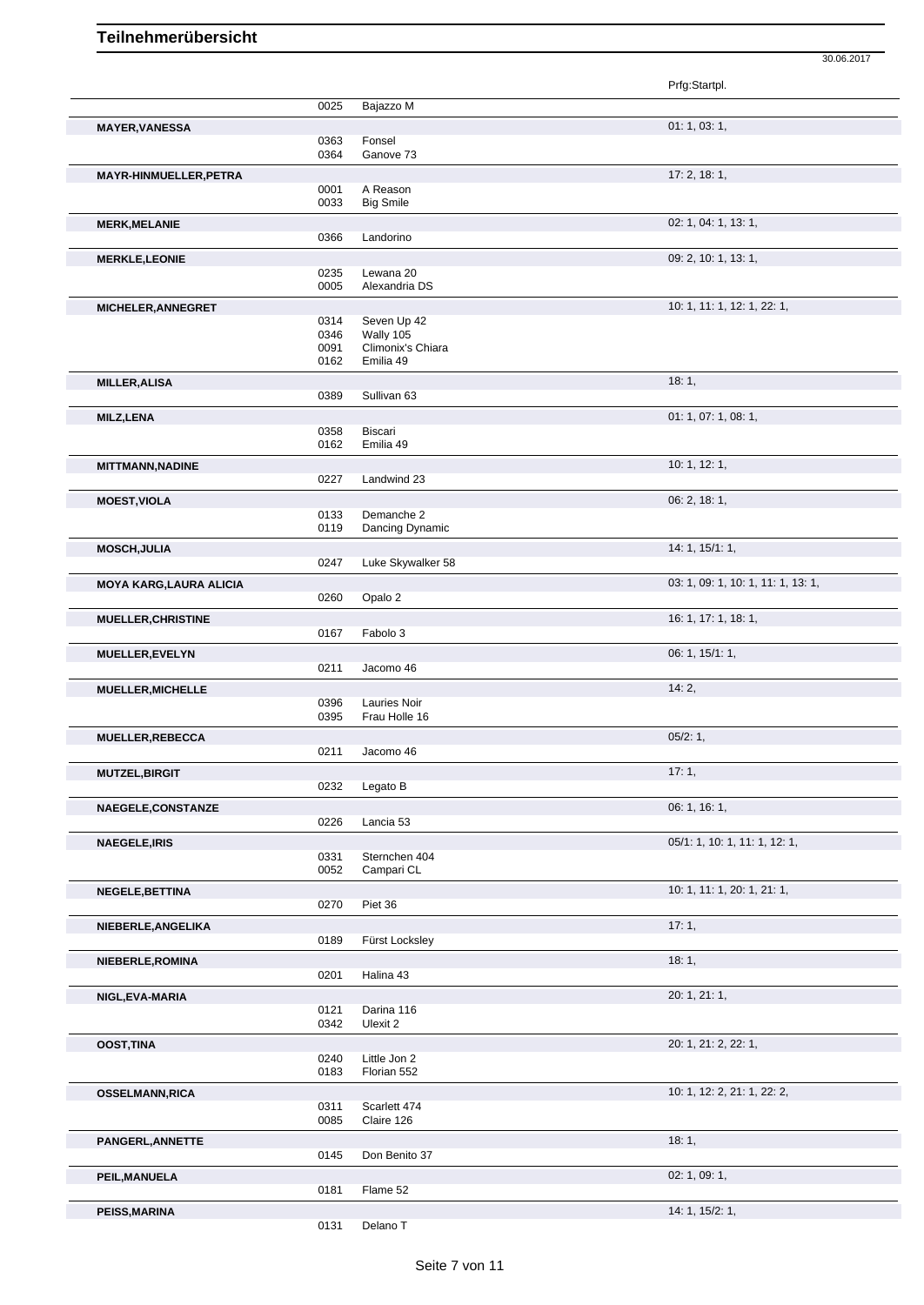# Teilnehmerübersicht

30.06.2017

| | | | Prfg:Startpl. |
|---|---|---|---|
| | 0025 | Bajazzo M | |
| **MAYER,VANESSA** | | | 01: 1, 03: 1, |
| | 0363 | Fonsel | |
| | 0364 | Ganove 73 | |
| **MAYR-HINMUELLER,PETRA** | | | 17: 2, 18: 1, |
| | 0001 | A Reason | |
| | 0033 | Big Smile | |
| **MERK,MELANIE** | | | 02: 1, 04: 1, 13: 1, |
| | 0366 | Landorino | |
| **MERKLE,LEONIE** | | | 09: 2, 10: 1, 13: 1, |
| | 0235 | Lewana 20 | |
| | 0005 | Alexandria DS | |
| **MICHELER,ANNEGRET** | | | 10: 1, 11: 1, 12: 1, 22: 1, |
| | 0314 | Seven Up 42 | |
| | 0346 | Wally 105 | |
| | 0091 | Climonix's Chiara | |
| | 0162 | Emilia 49 | |
| **MILLER,ALISA** | | | 18: 1, |
| | 0389 | Sullivan 63 | |
| **MILZ,LENA** | | | 01: 1, 07: 1, 08: 1, |
| | 0358 | Biscari | |
| | 0162 | Emilia 49 | |
| **MITTMANN,NADINE** | | | 10: 1, 12: 1, |
| | 0227 | Landwind 23 | |
| **MOEST,VIOLA** | | | 06: 2, 18: 1, |
| | 0133 | Demanche 2 | |
| | 0119 | Dancing Dynamic | |
| **MOSCH,JULIA** | | | 14: 1, 15/1: 1, |
| | 0247 | Luke Skywalker 58 | |
| **MOYA KARG,LAURA ALICIA** | | | 03: 1, 09: 1, 10: 1, 11: 1, 13: 1, |
| | 0260 | Opalo 2 | |
| **MUELLER,CHRISTINE** | | | 16: 1, 17: 1, 18: 1, |
| | 0167 | Fabolo 3 | |
| **MUELLER,EVELYN** | | | 06: 1, 15/1: 1, |
| | 0211 | Jacomo 46 | |
| **MUELLER,MICHELLE** | | | 14: 2, |
| | 0396 | Lauries Noir | |
| | 0395 | Frau Holle 16 | |
| **MUELLER,REBECCA** | | | 05/2: 1, |
| | 0211 | Jacomo 46 | |
| **MUTZEL,BIRGIT** | | | 17: 1, |
| | 0232 | Legato B | |
| **NAEGELE,CONSTANZE** | | | 06: 1, 16: 1, |
| | 0226 | Lancia 53 | |
| **NAEGELE,IRIS** | | | 05/1: 1, 10: 1, 11: 1, 12: 1, |
| | 0331 | Sternchen 404 | |
| | 0052 | Campari CL | |
| **NEGELE,BETTINA** | | | 10: 1, 11: 1, 20: 1, 21: 1, |
| | 0270 | Piet 36 | |
| **NIEBERLE,ANGELIKA** | | | 17: 1, |
| | 0189 | Fürst Locksley | |
| **NIEBERLE,ROMINA** | | | 18: 1, |
| | 0201 | Halina 43 | |
| **NIGL,EVA-MARIA** | | | 20: 1, 21: 1, |
| | 0121 | Darina 116 | |
| | 0342 | Ulexit 2 | |
| **OOST,TINA** | | | 20: 1, 21: 2, 22: 1, |
| | 0240 | Little Jon 2 | |
| | 0183 | Florian 552 | |
| **OSSELMANN,RICA** | | | 10: 1, 12: 2, 21: 1, 22: 2, |
| | 0311 | Scarlett 474 | |
| | 0085 | Claire 126 | |
| **PANGERL,ANNETTE** | | | 18: 1, |
| | 0145 | Don Benito 37 | |
| **PEIL,MANUELA** | | | 02: 1, 09: 1, |
| | 0181 | Flame 52 | |
| **PEISS,MARINA** | | | 14: 1, 15/2: 1, |
| | 0131 | Delano T | |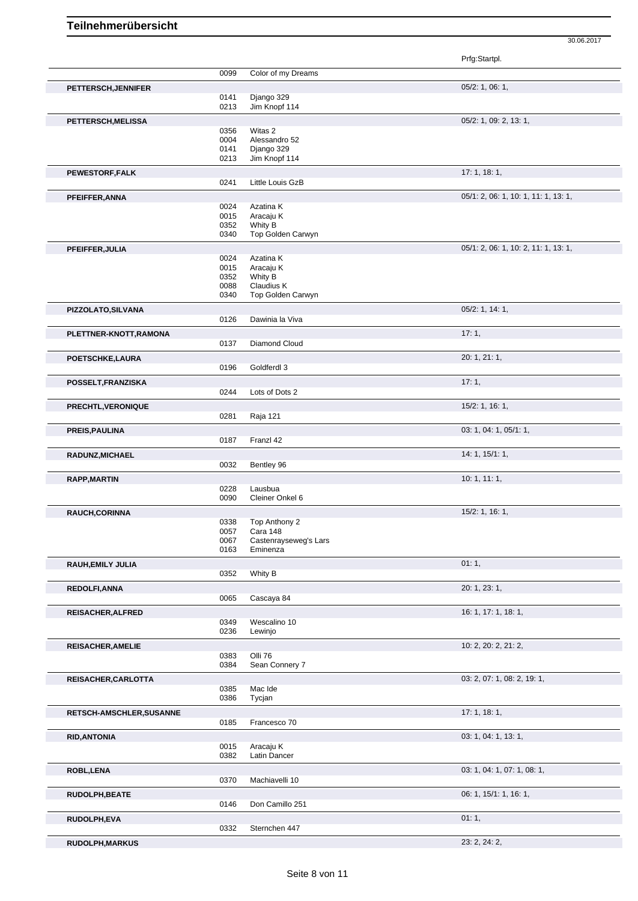# Teilnehmerübersicht

30.06.2017

| | | | Prfg:Startpl. |
|---|---|---|---|
| | 0099 | Color of my Dreams | |
| **PETTERSCH,JENNIFER** | | | 05/2: 1, 06: 1, |
| | 0141 | Django 329 | |
| | 0213 | Jim Knopf 114 | |
| **PETTERSCH,MELISSA** | | | 05/2: 1, 09: 2, 13: 1, |
| | 0356 | Witas 2 | |
| | 0004 | Alessandro 52 | |
| | 0141 | Django 329 | |
| | 0213 | Jim Knopf 114 | |
| **PEWESTORF,FALK** | | | 17: 1, 18: 1, |
| | 0241 | Little Louis GzB | |
| **PFEIFFER,ANNA** | | | 05/1: 2, 06: 1, 10: 1, 11: 1, 13: 1, |
| | 0024 | Azatina K | |
| | 0015 | Aracaju K | |
| | 0352 | Whity B | |
| | 0340 | Top Golden Carwyn | |
| **PFEIFFER,JULIA** | | | 05/1: 2, 06: 1, 10: 2, 11: 1, 13: 1, |
| | 0024 | Azatina K | |
| | 0015 | Aracaju K | |
| | 0352 | Whity B | |
| | 0088 | Claudius K | |
| | 0340 | Top Golden Carwyn | |
| **PIZZOLATO,SILVANA** | | | 05/2: 1, 14: 1, |
| | 0126 | Dawinia la Viva | |
| **PLETTNER-KNOTT,RAMONA** | | | 17: 1, |
| | 0137 | Diamond Cloud | |
| **POETSCHKE,LAURA** | | | 20: 1, 21: 1, |
| | 0196 | Goldferdl 3 | |
| **POSSELT,FRANZISKA** | | | 17: 1, |
| | 0244 | Lots of Dots 2 | |
| **PRECHTL,VERONIQUE** | | | 15/2: 1, 16: 1, |
| | 0281 | Raja 121 | |
| **PREIS,PAULINA** | | | 03: 1, 04: 1, 05/1: 1, |
| | 0187 | Franzl 42 | |
| **RADUNZ,MICHAEL** | | | 14: 1, 15/1: 1, |
| | 0032 | Bentley 96 | |
| **RAPP,MARTIN** | | | 10: 1, 11: 1, |
| | 0228 | Lausbua | |
| | 0090 | Cleiner Onkel 6 | |
| **RAUCH,CORINNA** | | | 15/2: 1, 16: 1, |
| | 0338 | Top Anthony 2 | |
| | 0057 | Cara 148 | |
| | 0067 | Castenrayseweg's Lars | |
| | 0163 | Eminenza | |
| **RAUH,EMILY JULIA** | | | 01: 1, |
| | 0352 | Whity B | |
| **REDOLFI,ANNA** | | | 20: 1, 23: 1, |
| | 0065 | Cascaya 84 | |
| **REISACHER,ALFRED** | | | 16: 1, 17: 1, 18: 1, |
| | 0349 | Wescalino 10 | |
| | 0236 | Lewinjo | |
| **REISACHER,AMELIE** | | | 10: 2, 20: 2, 21: 2, |
| | 0383 | Olli 76 | |
| | 0384 | Sean Connery 7 | |
| **REISACHER,CARLOTTA** | | | 03: 2, 07: 1, 08: 2, 19: 1, |
| | 0385 | Mac Ide | |
| | 0386 | Tycjan | |
| **RETSCH-AMSCHLER,SUSANNE** | | | 17: 1, 18: 1, |
| | 0185 | Francesco 70 | |
| **RID,ANTONIA** | | | 03: 1, 04: 1, 13: 1, |
| | 0015 | Aracaju K | |
| | 0382 | Latin Dancer | |
| **ROBL,LENA** | | | 03: 1, 04: 1, 07: 1, 08: 1, |
| | 0370 | Machiavelli 10 | |
| **RUDOLPH,BEATE** | | | 06: 1, 15/1: 1, 16: 1, |
| | 0146 | Don Camillo 251 | |
| **RUDOLPH,EVA** | | | 01: 1, |
| | 0332 | Sternchen 447 | |
| **RUDOLPH,MARKUS** | | | 23: 2, 24: 2, |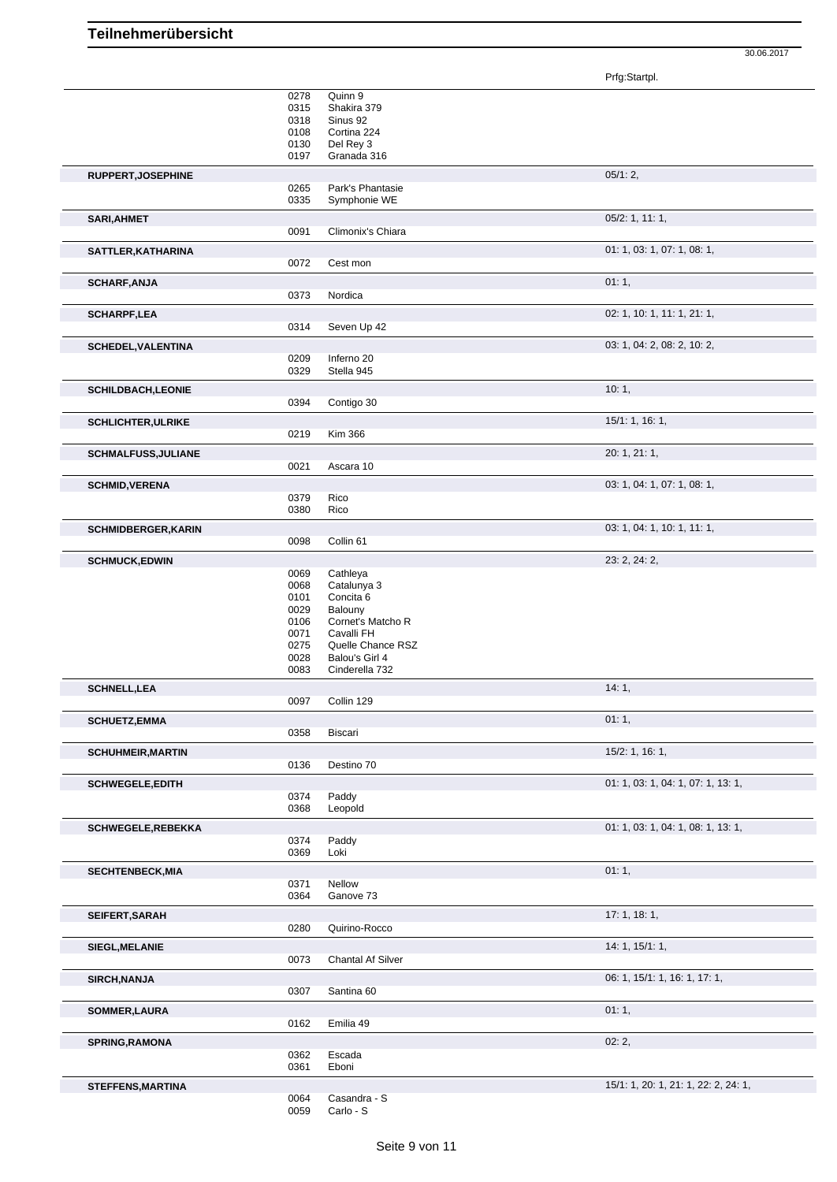# Teilnehmerübersicht

30.06.2017

| | | | Prfg:Startpl. |
|---|---|---|---|
| | 0278 | Quinn 9 | |
| | 0315 | Shakira 379 | |
| | 0318 | Sinus 92 | |
| | 0108 | Cortina 224 | |
| | 0130 | Del Rey 3 | |
| | 0197 | Granada 316 | |
| **RUPPERT,JOSEPHINE** | | | 05/1: 2, |
| | 0265 | Park's Phantasie | |
| | 0335 | Symphonie WE | |
| **SARI,AHMET** | | | 05/2: 1, 11: 1, |
| | 0091 | Climonix's Chiara | |
| **SATTLER,KATHARINA** | | | 01: 1, 03: 1, 07: 1, 08: 1, |
| | 0072 | Cest mon | |
| **SCHARF,ANJA** | | | 01: 1, |
| | 0373 | Nordica | |
| **SCHARPF,LEA** | | | 02: 1, 10: 1, 11: 1, 21: 1, |
| | 0314 | Seven Up 42 | |
| **SCHEDEL,VALENTINA** | | | 03: 1, 04: 2, 08: 2, 10: 2, |
| | 0209 | Inferno 20 | |
| | 0329 | Stella 945 | |
| **SCHILDBACH,LEONIE** | | | 10: 1, |
| | 0394 | Contigo 30 | |
| **SCHLICHTER,ULRIKE** | | | 15/1: 1, 16: 1, |
| | 0219 | Kim 366 | |
| **SCHMALFUSS,JULIANE** | | | 20: 1, 21: 1, |
| | 0021 | Ascara 10 | |
| **SCHMID,VERENA** | | | 03: 1, 04: 1, 07: 1, 08: 1, |
| | 0379 | Rico | |
| | 0380 | Rico | |
| **SCHMIDBERGER,KARIN** | | | 03: 1, 04: 1, 10: 1, 11: 1, |
| | 0098 | Collin 61 | |
| **SCHMUCK,EDWIN** | | | 23: 2, 24: 2, |
| | 0069 | Cathleya | |
| | 0068 | Catalunya 3 | |
| | 0101 | Concita 6 | |
| | 0029 | Balouny | |
| | 0106 | Cornet's Matcho R | |
| | 0071 | Cavalli FH | |
| | 0275 | Quelle Chance RSZ | |
| | 0028 | Balou's Girl 4 | |
| | 0083 | Cinderella 732 | |
| **SCHNELL,LEA** | | | 14: 1, |
| | 0097 | Collin 129 | |
| **SCHUETZ,EMMA** | | | 01: 1, |
| | 0358 | Biscari | |
| **SCHUHMEIR,MARTIN** | | | 15/2: 1, 16: 1, |
| | 0136 | Destino 70 | |
| **SCHWEGELE,EDITH** | | | 01: 1, 03: 1, 04: 1, 07: 1, 13: 1, |
| | 0374 | Paddy | |
| | 0368 | Leopold | |
| **SCHWEGELE,REBEKKA** | | | 01: 1, 03: 1, 04: 1, 08: 1, 13: 1, |
| | 0374 | Paddy | |
| | 0369 | Loki | |
| **SECHTENBECK,MIA** | | | 01: 1, |
| | 0371 | Nellow | |
| | 0364 | Ganove 73 | |
| **SEIFERT,SARAH** | | | 17: 1, 18: 1, |
| | 0280 | Quirino-Rocco | |
| **SIEGL,MELANIE** | | | 14: 1, 15/1: 1, |
| | 0073 | Chantal Af Silver | |
| **SIRCH,NANJA** | | | 06: 1, 15/1: 1, 16: 1, 17: 1, |
| | 0307 | Santina 60 | |
| **SOMMER,LAURA** | | | 01: 1, |
| | 0162 | Emilia 49 | |
| **SPRING,RAMONA** | | | 02: 2, |
| | 0362 | Escada | |
| | 0361 | Eboni | |
| **STEFFENS,MARTINA** | | | 15/1: 1, 20: 1, 21: 1, 22: 2, 24: 1, |
| | 0064 | Casandra - S | |
| | 0059 | Carlo - S | |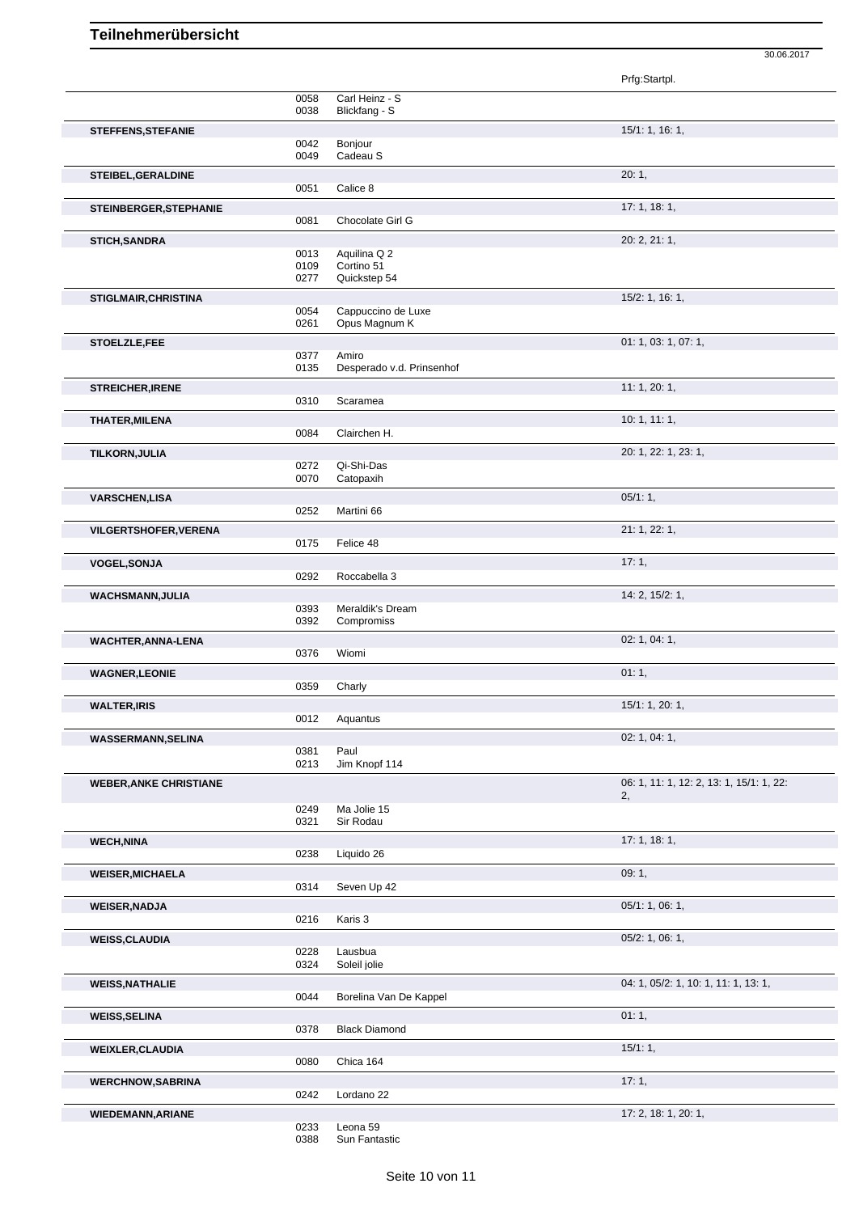# Teilnehmerübersicht

30.06.2017

| | | | Prfg:Startpl. |
|---|---|---|---|
| | 0058 | Carl Heinz - S | |
| | 0038 | Blickfang - S | |
| **STEFFENS,STEFANIE** | | | 15/1: 1, 16: 1, |
| | 0042 | Bonjour | |
| | 0049 | Cadeau S | |
| **STEIBEL,GERALDINE** | | | 20: 1, |
| | 0051 | Calice 8 | |
| **STEINBERGER,STEPHANIE** | | | 17: 1, 18: 1, |
| | 0081 | Chocolate Girl G | |
| **STICH,SANDRA** | | | 20: 2, 21: 1, |
| | 0013 | Aquilina Q 2 | |
| | 0109 | Cortino 51 | |
| | 0277 | Quickstep 54 | |
| **STIGLMAIR,CHRISTINA** | | | 15/2: 1, 16: 1, |
| | 0054 | Cappuccino de Luxe | |
| | 0261 | Opus Magnum K | |
| **STOELZLE,FEE** | | | 01: 1, 03: 1, 07: 1, |
| | 0377 | Amiro | |
| | 0135 | Desperado v.d. Prinsenhof | |
| **STREICHER,IRENE** | | | 11: 1, 20: 1, |
| | 0310 | Scaramea | |
| **THATER,MILENA** | | | 10: 1, 11: 1, |
| | 0084 | Clairchen H. | |
| **TILKORN,JULIA** | | | 20: 1, 22: 1, 23: 1, |
| | 0272 | Qi-Shi-Das | |
| | 0070 | Catopaxih | |
| **VARSCHEN,LISA** | | | 05/1: 1, |
| | 0252 | Martini 66 | |
| **VILGERTSHOFER,VERENA** | | | 21: 1, 22: 1, |
| | 0175 | Felice 48 | |
| **VOGEL,SONJA** | | | 17: 1, |
| | 0292 | Roccabella 3 | |
| **WACHSMANN,JULIA** | | | 14: 2, 15/2: 1, |
| | 0393 | Meraldik's Dream | |
| | 0392 | Compromiss | |
| **WACHTER,ANNA-LENA** | | | 02: 1, 04: 1, |
| | 0376 | Wiomi | |
| **WAGNER,LEONIE** | | | 01: 1, |
| | 0359 | Charly | |
| **WALTER,IRIS** | | | 15/1: 1, 20: 1, |
| | 0012 | Aquantus | |
| **WASSERMANN,SELINA** | | | 02: 1, 04: 1, |
| | 0381 | Paul | |
| | 0213 | Jim Knopf 114 | |
| **WEBER,ANKE CHRISTIANE** | | | 06: 1, 11: 1, 12: 2, 13: 1, 15/1: 1, 22: 2, |
| | 0249 | Ma Jolie 15 | |
| | 0321 | Sir Rodau | |
| **WECH,NINA** | | | 17: 1, 18: 1, |
| | 0238 | Liquido 26 | |
| **WEISER,MICHAELA** | | | 09: 1, |
| | 0314 | Seven Up 42 | |
| **WEISER,NADJA** | | | 05/1: 1, 06: 1, |
| | 0216 | Karis 3 | |
| **WEISS,CLAUDIA** | | | 05/2: 1, 06: 1, |
| | 0228 | Lausbua | |
| | 0324 | Soleil jolie | |
| **WEISS,NATHALIE** | | | 04: 1, 05/2: 1, 10: 1, 11: 1, 13: 1, |
| | 0044 | Borelina Van De Kappel | |
| **WEISS,SELINA** | | | 01: 1, |
| | 0378 | Black Diamond | |
| **WEIXLER,CLAUDIA** | | | 15/1: 1, |
| | 0080 | Chica 164 | |
| **WERCHNOW,SABRINA** | | | 17: 1, |
| | 0242 | Lordano 22 | |
| **WIEDEMANN,ARIANE** | | | 17: 2, 18: 1, 20: 1, |
| | 0233 | Leona 59 | |
| | 0388 | Sun Fantastic | |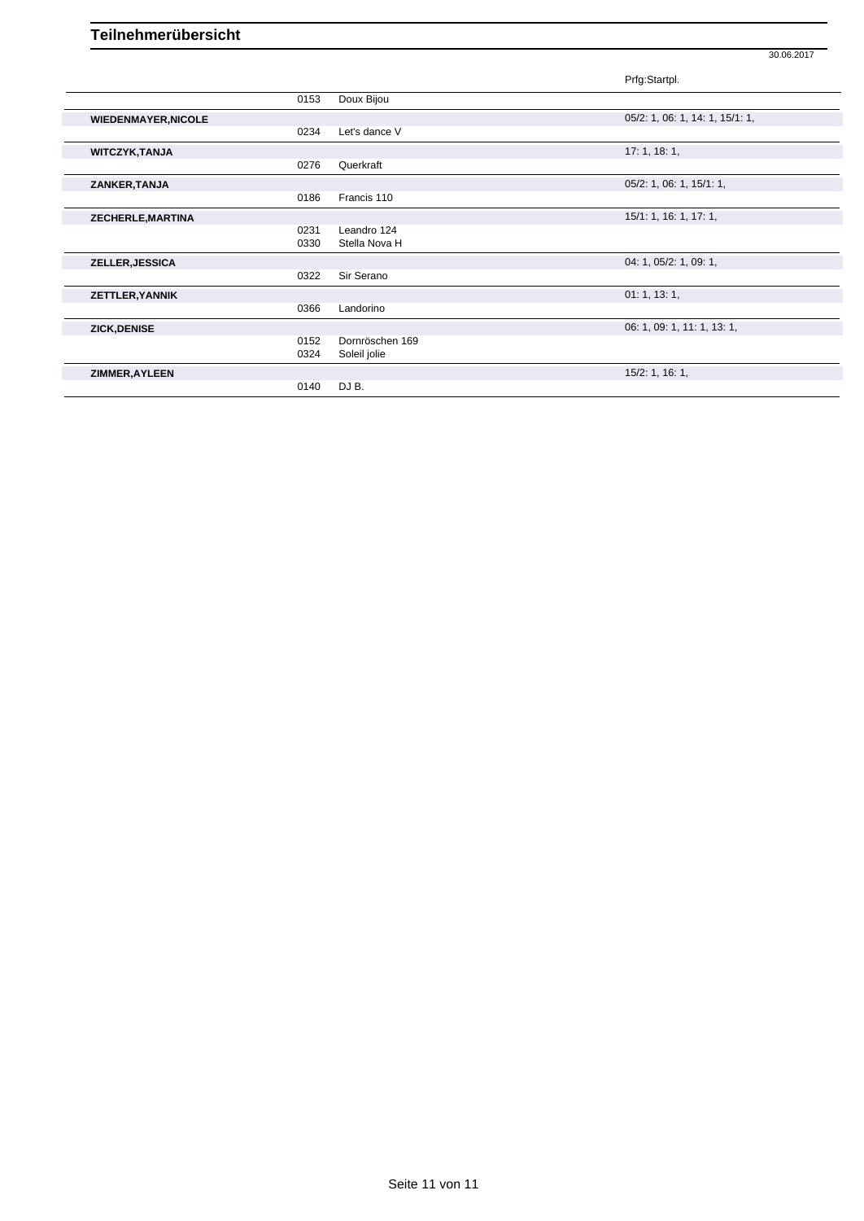# Teilnehmerübersicht

30.06.2017

| | | | Prfg:Startpl. |
|---|---|---|---|
| | 0153 | Doux Bijou | |
| **WIEDENMAYER,NICOLE** | | | 05/2: 1, 06: 1, 14: 1, 15/1: 1, |
| | 0234 | Let's dance V | |
| **WITCZYK,TANJA** | | | 17: 1, 18: 1, |
| | 0276 | Querkraft | |
| **ZANKER,TANJA** | | | 05/2: 1, 06: 1, 15/1: 1, |
| | 0186 | Francis 110 | |
| **ZECHERLE,MARTINA** | | | 15/1: 1, 16: 1, 17: 1, |
| | 0231 | Leandro 124 | |
| | 0330 | Stella Nova H | |
| **ZELLER,JESSICA** | | | 04: 1, 05/2: 1, 09: 1, |
| | 0322 | Sir Serano | |
| **ZETTLER,YANNIK** | | | 01: 1, 13: 1, |
| | 0366 | Landorino | |
| **ZICK,DENISE** | | | 06: 1, 09: 1, 11: 1, 13: 1, |
| | 0152 | Dornröschen 169 | |
| | 0324 | Soleil jolie | |
| **ZIMMER,AYLEEN** | | | 15/2: 1, 16: 1, |
| | 0140 | DJ B. | |